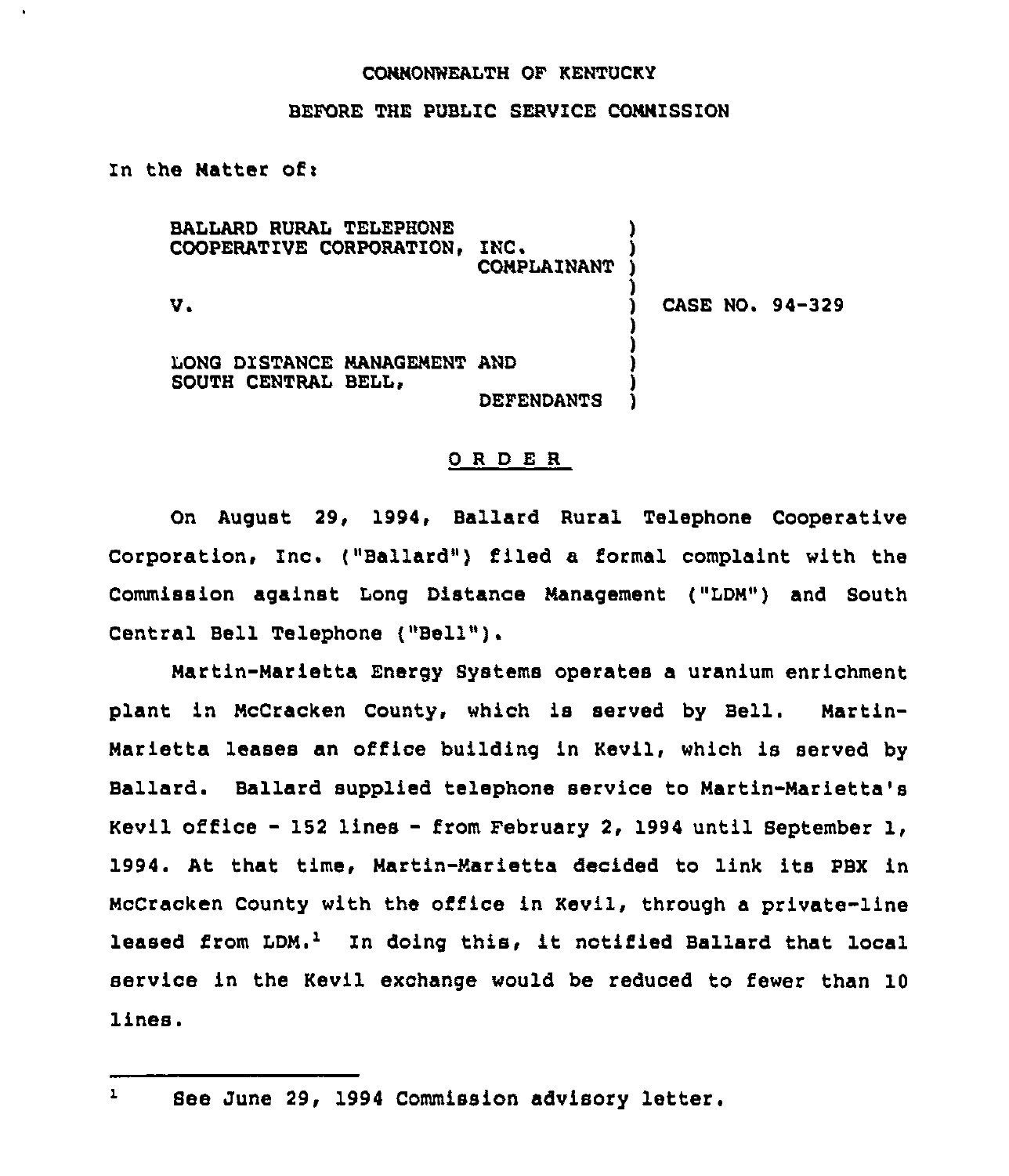COMMONWEALTH OF KENTUCKY

BEFORE THE PUBLIC SERVICE COMMISSION

In the Matter of:

BALLARD RURAL TELEPHONE COOPERATIVE CORPORATION, INC.
COMPLAINANT

V.

LONG DISTANCE MANAGEMENT AND SOUTH CENTRAL BELL,
DEFENDANTS

CASE NO. 94-329

## ORDER

On August 29, 1994, Ballard Rural Telephone Cooperative Corporation, Inc. ("Ballard") filed a formal complaint with the Commission against Long Distance Management ("LDM") and South Central Bell Telephone ("Bell").

Martin-Marietta Energy Systems operates a uranium enrichment plant in McCracken County, which is served by Bell. Martin-Marietta leases an office building in Kevil, which is served by Ballard. Ballard supplied telephone service to Martin-Marietta's Kevil office - 152 lines - from February 2, 1994 until September 1, 1994. At that time, Martin-Marietta decided to link its PBX in McCracken County with the office in Kevil, through a private-line leased from LDM.[1] In doing this, it notified Ballard that local service in the Kevil exchange would be reduced to fewer than 10 lines.

[1] See June 29, 1994 Commission advisory letter.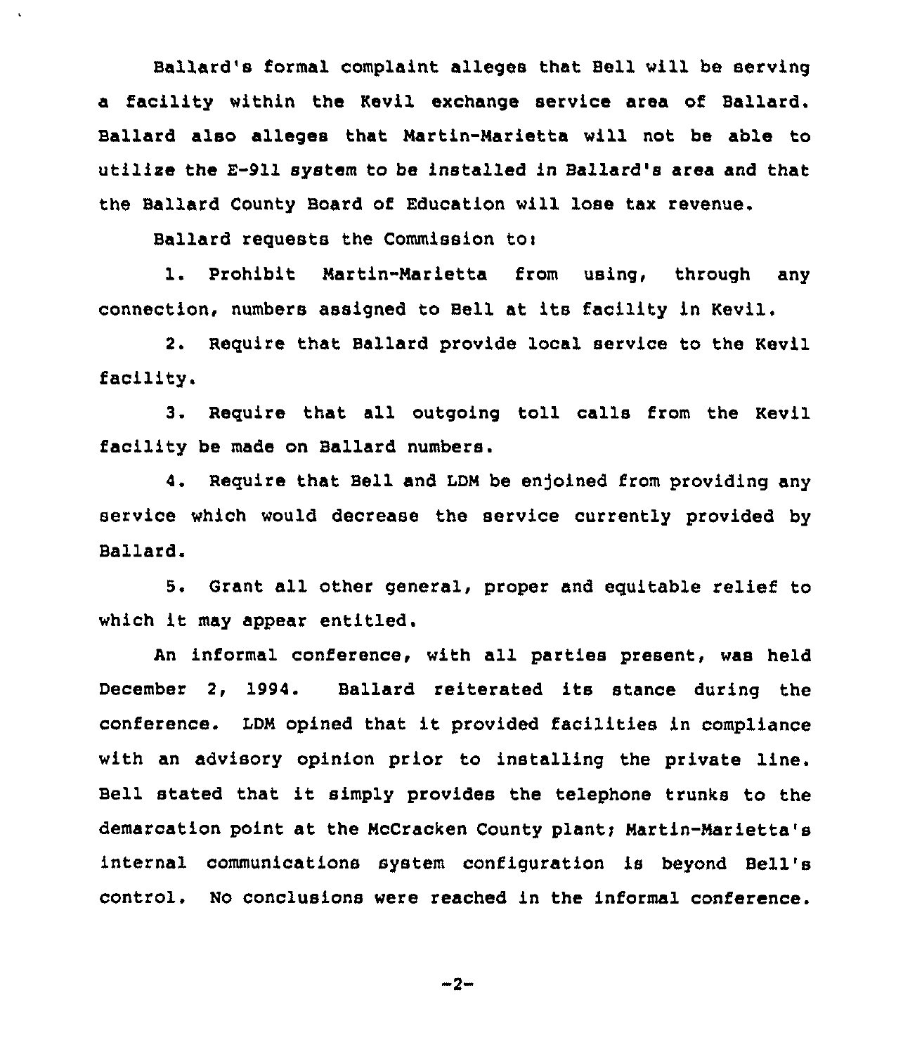Ballard's formal complaint alleges that Bell will be serving a facility within the Kevil exchange service area of Ballard. Ballard also alleges that Martin-Marietta will not be able to utilize the E-911 system to be installed in Ballard's area and that the Ballard County Board of Education will lose tax revenue.

Ballard requests the Commission to:

1. Prohibit Martin-Marietta from using, through any connection, numbers assigned to Bell at its facility in Kevil.

2. Require that Ballard provide local service to the Kevil facility.

3. Require that all outgoing toll calls from the Kevil facility be made on Ballard numbers.

4. Require that Bell and LDM be enjoined from providing any service which would decrease the service currently provided by Ballard.

5. Grant all other general, proper and equitable relief to which it may appear entitled.

An informal conference, with all parties present, was held December 2, 1994. Ballard reiterated its stance during the conference. LDM opined that it provided facilities in compliance with an advisory opinion prior to installing the private line. Bell stated that it simply provides the telephone trunks to the demarcation point at the McCracken County plant; Martin-Marietta's internal communications system configuration is beyond Bell's control. No conclusions were reached in the informal conference.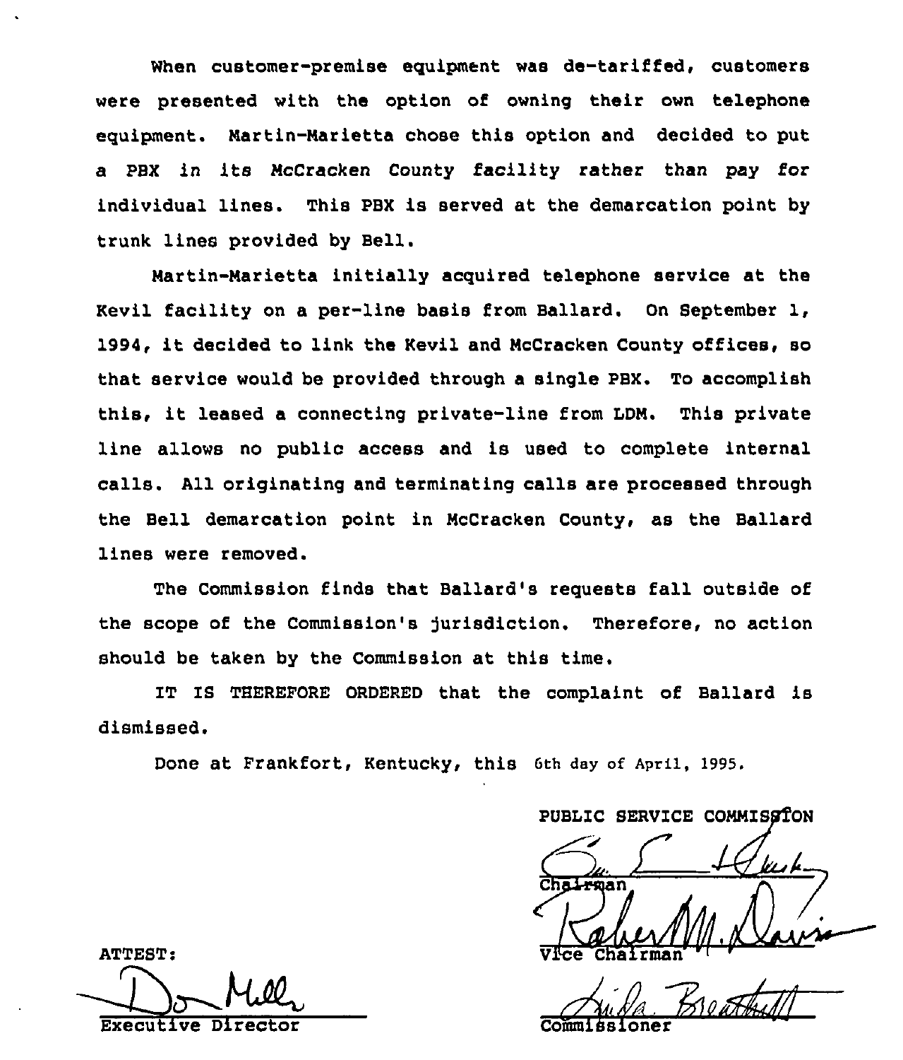When customer-premise equipment was de-tariffed, customers were presented with the option of owning their own telephone equipment. Martin-Marietta chose this option and decided to put a PBX in its McCracken County facility rather than pay for individual lines. This PBX is served at the demarcation point by trunk lines provided by Bell.

Martin-Marietta initially acquired telephone service at the Kevil facility on a per-line basis from Ballard. On September 1, 1994, it decided to link the Kevil and McCracken County offices, so that service would be provided through a single PBX. To accomplish this, it leased a connecting private-line from LDM. This private line allows no public access and is used to complete internal calls. All originating and terminating calls are processed through the Bell demarcation point in McCracken County, as the Ballard lines were removed.

The Commission finds that Ballard's requests fall outside of the scope of the Commission's jurisdiction. Therefore, no action should be taken by the Commission at this time.

IT IS THEREFORE ORDERED that the complaint of Ballard is dismissed.

Done at Frankfort, Kentucky, this 6th day of April, 1995.

PUBLIC SERVICE COMMISSION

Chairman

Vice Chairman

Commissioner

ATTEST:

Executive Director